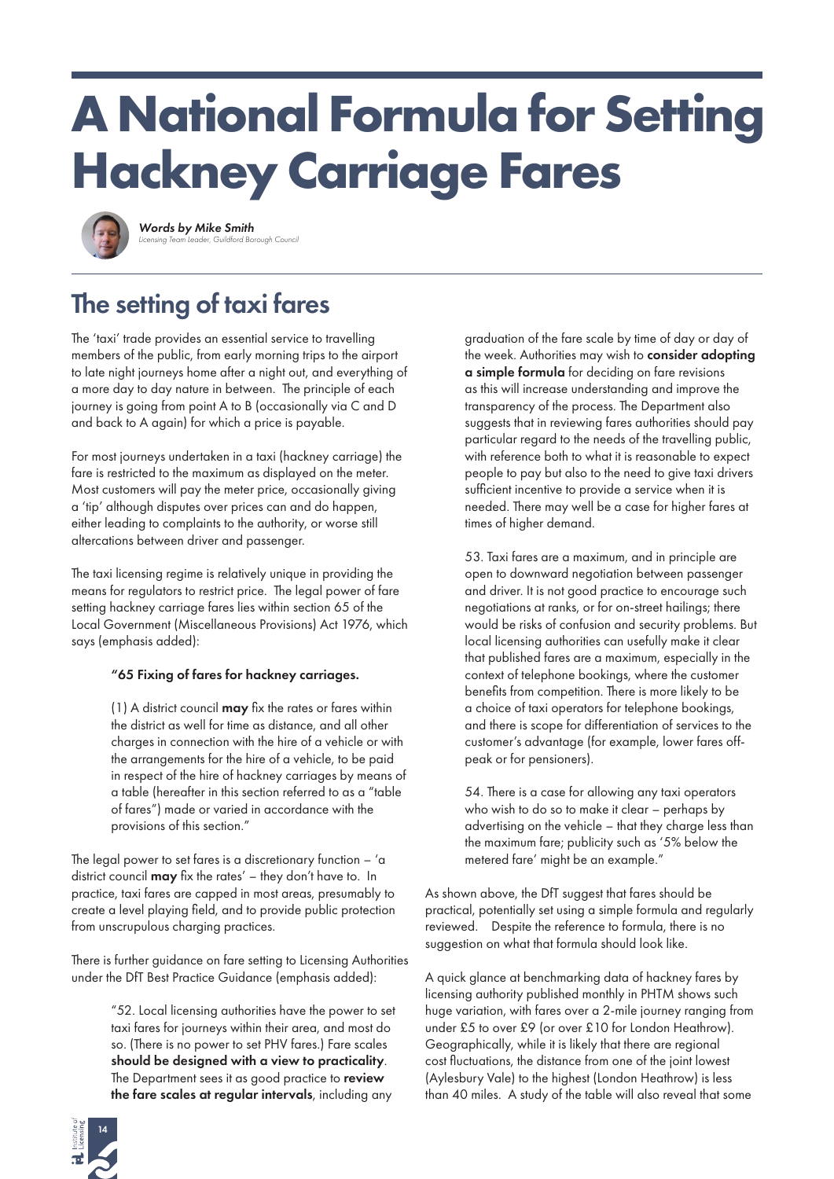# A National Formula for Setting Hackney Carriage Fares

*Words by Mike Smith*
*Licensing Team Leader, Guildford Borough Council*

## The setting of taxi fares

The 'taxi' trade provides an essential service to travelling members of the public, from early morning trips to the airport to late night journeys home after a night out, and everything of a more day to day nature in between. The principle of each journey is going from point A to B (occasionally via C and D and back to A again) for which a price is payable.

For most journeys undertaken in a taxi (hackney carriage) the fare is restricted to the maximum as displayed on the meter. Most customers will pay the meter price, occasionally giving a 'tip' although disputes over prices can and do happen, either leading to complaints to the authority, or worse still altercations between driver and passenger.

The taxi licensing regime is relatively unique in providing the means for regulators to restrict price. The legal power of fare setting hackney carriage fares lies within section 65 of the Local Government (Miscellaneous Provisions) Act 1976, which says (emphasis added):

> **"65 Fixing of fares for hackney carriages.**
>
> (1) A district council **may** fix the rates or fares within the district as well for time as distance, and all other charges in connection with the hire of a vehicle or with the arrangements for the hire of a vehicle, to be paid in respect of the hire of hackney carriages by means of a table (hereafter in this section referred to as a "table of fares") made or varied in accordance with the provisions of this section."

The legal power to set fares is a discretionary function – 'a district council **may** fix the rates' – they don't have to. In practice, taxi fares are capped in most areas, presumably to create a level playing field, and to provide public protection from unscrupulous charging practices.

There is further guidance on fare setting to Licensing Authorities under the DfT Best Practice Guidance (emphasis added):

> "52. Local licensing authorities have the power to set taxi fares for journeys within their area, and most do so. (There is no power to set PHV fares.) Fare scales **should be designed with a view to practicality**. The Department sees it as good practice to **review the fare scales at regular intervals**, including any graduation of the fare scale by time of day or day of the week. Authorities may wish to **consider adopting a simple formula** for deciding on fare revisions as this will increase understanding and improve the transparency of the process. The Department also suggests that in reviewing fares authorities should pay particular regard to the needs of the travelling public, with reference both to what it is reasonable to expect people to pay but also to the need to give taxi drivers sufficient incentive to provide a service when it is needed. There may well be a case for higher fares at times of higher demand.
>
> 53. Taxi fares are a maximum, and in principle are open to downward negotiation between passenger and driver. It is not good practice to encourage such negotiations at ranks, or for on-street hailings; there would be risks of confusion and security problems. But local licensing authorities can usefully make it clear that published fares are a maximum, especially in the context of telephone bookings, where the customer benefits from competition. There is more likely to be a choice of taxi operators for telephone bookings, and there is scope for differentiation of services to the customer's advantage (for example, lower fares off-peak or for pensioners).
>
> 54. There is a case for allowing any taxi operators who wish to do so to make it clear – perhaps by advertising on the vehicle – that they charge less than the maximum fare; publicity such as '5% below the metered fare' might be an example."

As shown above, the DfT suggest that fares should be practical, potentially set using a simple formula and regularly reviewed. Despite the reference to formula, there is no suggestion on what that formula should look like.

A quick glance at benchmarking data of hackney fares by licensing authority published monthly in PHTM shows such huge variation, with fares over a 2-mile journey ranging from under £5 to over £9 (or over £10 for London Heathrow). Geographically, while it is likely that there are regional cost fluctuations, the distance from one of the joint lowest (Aylesbury Vale) to the highest (London Heathrow) is less than 40 miles. A study of the table will also reveal that some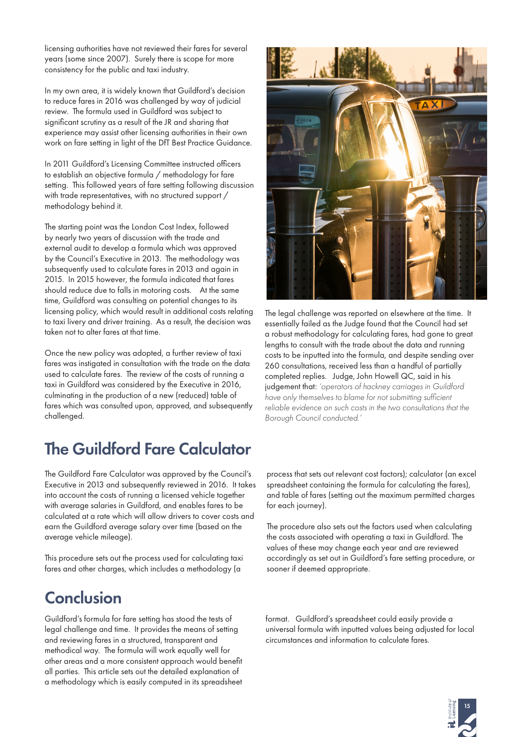licensing authorities have not reviewed their fares for several years (some since 2007). Surely there is scope for more consistency for the public and taxi industry.

In my own area, it is widely known that Guildford's decision to reduce fares in 2016 was challenged by way of judicial review. The formula used in Guildford was subject to significant scrutiny as a result of the JR and sharing that experience may assist other licensing authorities in their own work on fare setting in light of the DfT Best Practice Guidance.

In 2011 Guildford's Licensing Committee instructed officers to establish an objective formula / methodology for fare setting. This followed years of fare setting following discussion with trade representatives, with no structured support / methodology behind it.

The starting point was the London Cost Index, followed by nearly two years of discussion with the trade and external audit to develop a formula which was approved by the Council's Executive in 2013. The methodology was subsequently used to calculate fares in 2013 and again in 2015. In 2015 however, the formula indicated that fares should reduce due to falls in motoring costs. At the same time, Guildford was consulting on potential changes to its licensing policy, which would result in additional costs relating to taxi livery and driver training. As a result, the decision was taken not to alter fares at that time.

Once the new policy was adopted, a further review of taxi fares was instigated in consultation with the trade on the data used to calculate fares. The review of the costs of running a taxi in Guildford was considered by the Executive in 2016, culminating in the production of a new (reduced) table of fares which was consulted upon, approved, and subsequently challenged.

The legal challenge was reported on elsewhere at the time. It essentially failed as the Judge found that the Council had set a robust methodology for calculating fares, had gone to great lengths to consult with the trade about the data and running costs to be inputted into the formula, and despite sending over 260 consultations, received less than a handful of partially completed replies. Judge, John Howell QC, said in his judgement that: *'operators of hackney carriages in Guildford have only themselves to blame for not submitting sufficient reliable evidence on such costs in the two consultations that the Borough Council conducted.'*

## The Guildford Fare Calculator

The Guildford Fare Calculator was approved by the Council's Executive in 2013 and subsequently reviewed in 2016. It takes into account the costs of running a licensed vehicle together with average salaries in Guildford, and enables fares to be calculated at a rate which will allow drivers to cover costs and earn the Guildford average salary over time (based on the average vehicle mileage).

This procedure sets out the process used for calculating taxi fares and other charges, which includes a methodology (a process that sets out relevant cost factors); calculator (an excel spreadsheet containing the formula for calculating the fares), and table of fares (setting out the maximum permitted charges for each journey).

The procedure also sets out the factors used when calculating the costs associated with operating a taxi in Guildford. The values of these may change each year and are reviewed accordingly as set out in Guildford's fare setting procedure, or sooner if deemed appropriate.

## Conclusion

Guildford's formula for fare setting has stood the tests of legal challenge and time. It provides the means of setting and reviewing fares in a structured, transparent and methodical way. The formula will work equally well for other areas and a more consistent approach would benefit all parties. This article sets out the detailed explanation of a methodology which is easily computed in its spreadsheet format. Guildford's spreadsheet could easily provide a universal formula with inputted values being adjusted for local circumstances and information to calculate fares.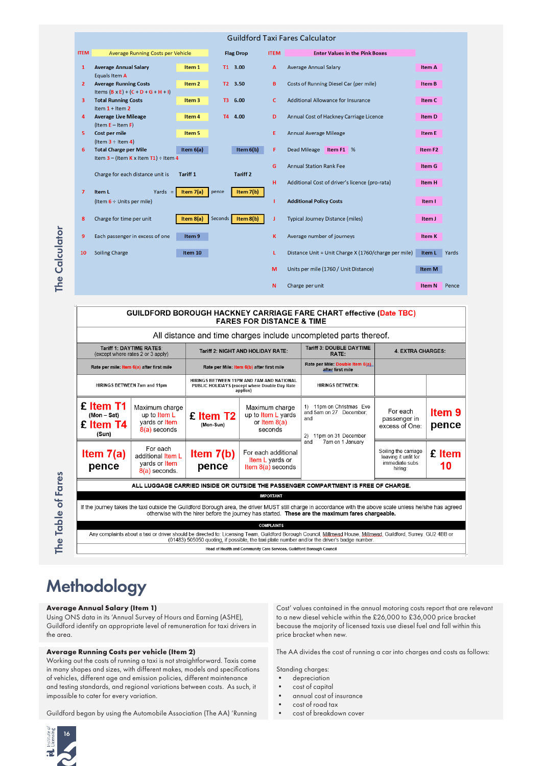## The Calculator

Guildford Taxi Fares Calculator

| ITEM | Average Running Costs per Vehicle | | Flag Drop | | ITEM | Enter Values in the Pink Boxes | |
|---|---|---|---|---|---|---|---|
| 1 | Average Annual Salary<br>Equals Item A | Item 1 | T1 | 3.00 | A | Average Annual Salary | Item A |
| 2 | Average Running Costs<br>Items (B x E) + (C + D + G + H + I) | Item 2 | T2 | 3.50 | B | Costs of Running Diesel Car (per mile) | Item B |
| 3 | Total Running Costs<br>Item 1 + Item 2 | Item 3 | T3 | 6.00 | C | Additional Allowance for Insurance | Item C |
| 4 | Average Live Mileage<br>(Item E – Item F) | Item 4 | T4 | 4.00 | D | Annual Cost of Hackney Carriage Licence | Item D |
| 5 | Cost per mile<br>(Item 3 ÷ Item 4) | Item 5 | | | E | Annual Average Mileage | Item E |
| 6 | Total Charge per Mile<br>Item 3 – (Item K x Item T1) ÷ Item 4 | Item 6(a) | | Item 6(b) | F | Dead Mileage Item F1 % | Item F2 |
| | | | | | G | Annual Station Rank Fee | Item G |
| | Charge for each distance unit is | Tariff 1 | | Tariff 2 | H | Additional Cost of driver's licence (pro-rata) | Item H |
| 7 | Item L Yards =<br>(Item 6 ÷ Units per mile) | Item 7(a) | pence | Item 7(b) | I | Additional Policy Costs | Item I |
| 8 | Charge for time per unit | Item 8(a) | Seconds | Item 8(b) | J | Typical Journey Distance (miles) | Item J |
| 9 | Each passenger in excess of one | Item 9 | | | K | Average number of journeys | Item K |
| 10 | Soiling Charge | Item 10 | | | L | Distance Unit = Unit Charge X (1760/charge per mile) | Item L Yards |
| | | | | | M | Units per mile (1760 / Unit Distance) | Item M |
| | | | | | N | Charge per unit | Item N Pence |

## The Table of Fares

**GUILDFORD BOROUGH HACKNEY CARRIAGE FARE CHART effective (Date TBC)**
**FARES FOR DISTANCE & TIME**

All distance and time charges include uncompleted parts thereof.

| Tariff 1: DAYTIME RATES (except where rates 2 or 3 apply) | | Tariff 2: NIGHT AND HOLIDAY RATE: | | Tariff 3: DOUBLE DAYTIME RATE: | 4. EXTRA CHARGES: | |
|---|---|---|---|---|---|---|
| Rate per mile: Item 6(a) after first mile | | Rate per Mile: Item 6(b) after first mile | | Rate per Mile: Double Item 6(a) after first mile | | |
| HIRINGS BETWEEN 7am and 11pm | | HIRINGS BETWEEN 11PM AND 7AM AND NATIONAL PUBLIC HOLIDAYS (except where Double Day Rate applies) | | HIRINGS BETWEEN: | | |
| £ Item T1 (Mon – Sat)<br>£ Item T4 (Sun) | Maximum charge up to Item L yards or Item 8(a) seconds | £ Item T2 (Mon-Sun) | Maximum charge up to Item L yards or Item 8(a) seconds | 1) 11pm on Christmas Eve and 5am on 27 December; and<br>2) 11pm on 31 December and 7am on 1 January | For each passenger in excess of One: | Item 9 pence |
| Item 7(a) pence | For each additional Item L yards or Item 8(a) seconds. | Item 7(b) pence | For each additional Item L yards or Item 8(a) seconds | | Soiling the carriage leaving it unfit for immediate subs hiring: | £ Item 10 |

**ALL LUGGAGE CARRIED INSIDE OR OUTSIDE THE PASSENGER COMPARTMENT IS FREE OF CHARGE.**

**IMPORTANT**

If the journey takes the taxi outside the Guildford Borough area, the driver MUST still charge in accordance with the above scale unless he/she has agreed otherwise with the hirer before the journey has started. **These are the maximum fares chargeable.**

**COMPLAINTS**

Any complaints about a taxi or driver should be directed to: Licensing Team, Guildford Borough Council, Millmead House, Millmead, Guildford, Surrey. GU2 4BB or (01483) 505050 quoting, if possible, the taxi plate number and/or the driver's badge number.

Head of Health and Community Care Services, Guildford Borough Council

# Methodology

**Average Annual Salary (Item 1)**
Using ONS data in its 'Annual Survey of Hours and Earning (ASHE), Guildford identify an appropriate level of remuneration for taxi drivers in the area.

**Average Running Costs per vehicle (Item 2)**
Working out the costs of running a taxi is not straightforward. Taxis come in many shapes and sizes, with different makes, models and specifications of vehicles, different age and emission policies, different maintenance and testing standards, and regional variations between costs. As such, it impossible to cater for every variation.

Guildford began by using the Automobile Association (The AA) 'Running Cost' values contained in the annual motoring costs report that are relevant to a new diesel vehicle within the £26,000 to £36,000 price bracket because the majority of licensed taxis use diesel fuel and fall within this price bracket when new.

The AA divides the cost of running a car into charges and costs as follows:

Standing charges:

- depreciation
- cost of capital
- annual cost of insurance
- cost of road tax
- cost of breakdown cover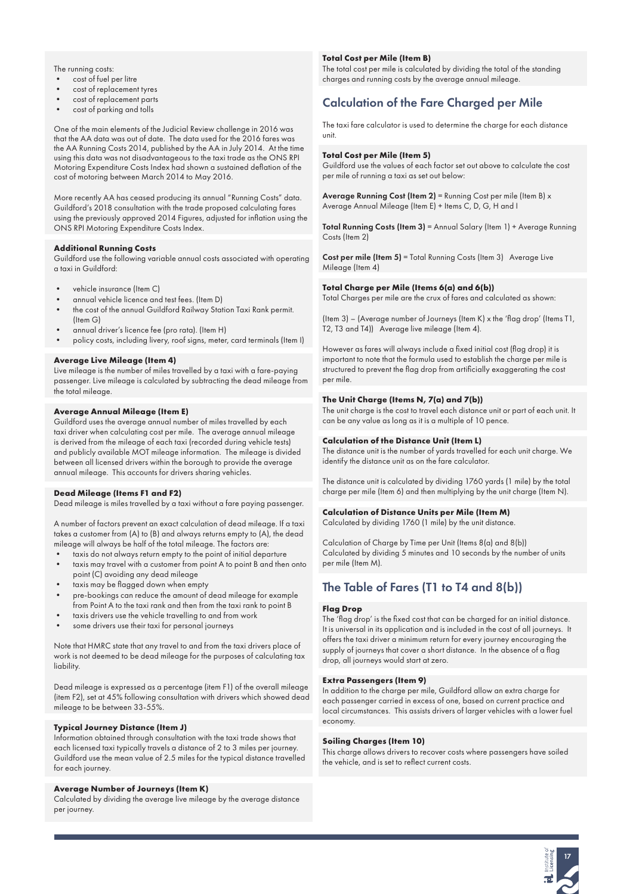The running costs:

- cost of fuel per litre
- cost of replacement tyres
- cost of replacement parts
- cost of parking and tolls

One of the main elements of the Judicial Review challenge in 2016 was that the AA data was out of date. The data used for the 2016 fares was the AA Running Costs 2014, published by the AA in July 2014. At the time using this data was not disadvantageous to the taxi trade as the ONS RPI Motoring Expenditure Costs Index had shown a sustained deflation of the cost of motoring between March 2014 to May 2016.

More recently AA has ceased producing its annual "Running Costs" data. Guildford's 2018 consultation with the trade proposed calculating fares using the previously approved 2014 Figures, adjusted for inflation using the ONS RPI Motoring Expenditure Costs Index.

**Additional Running Costs**

Guildford use the following variable annual costs associated with operating a taxi in Guildford:

- vehicle insurance (Item C)
- annual vehicle licence and test fees. (Item D)
- the cost of the annual Guildford Railway Station Taxi Rank permit. (Item G)
- annual driver's licence fee (pro rata). (Item H)
- policy costs, including livery, roof signs, meter, card terminals (Item I)

**Average Live Mileage (Item 4)**

Live mileage is the number of miles travelled by a taxi with a fare-paying passenger. Live mileage is calculated by subtracting the dead mileage from the total mileage.

**Average Annual Mileage (Item E)**

Guildford uses the average annual number of miles travelled by each taxi driver when calculating cost per mile. The average annual mileage is derived from the mileage of each taxi (recorded during vehicle tests) and publicly available MOT mileage information. The mileage is divided between all licensed drivers within the borough to provide the average annual mileage. This accounts for drivers sharing vehicles.

**Dead Mileage (Items F1 and F2)**

Dead mileage is miles travelled by a taxi without a fare paying passenger.

A number of factors prevent an exact calculation of dead mileage. If a taxi takes a customer from (A) to (B) and always returns empty to (A), the dead mileage will always be half of the total mileage. The factors are:

- taxis do not always return empty to the point of initial departure
- taxis may travel with a customer from point A to point B and then onto point (C) avoiding any dead mileage
- taxis may be flagged down when empty
- pre-bookings can reduce the amount of dead mileage for example from Point A to the taxi rank and then from the taxi rank to point B
- taxis drivers use the vehicle travelling to and from work
- some drivers use their taxi for personal journeys

Note that HMRC state that any travel to and from the taxi drivers place of work is not deemed to be dead mileage for the purposes of calculating tax liability.

Dead mileage is expressed as a percentage (item F1) of the overall mileage (item F2), set at 45% following consultation with drivers which showed dead mileage to be between 33-55%.

**Typical Journey Distance (Item J)**

Information obtained through consultation with the taxi trade shows that each licensed taxi typically travels a distance of 2 to 3 miles per journey. Guildford use the mean value of 2.5 miles for the typical distance travelled for each journey.

**Average Number of Journeys (Item K)**

Calculated by dividing the average live mileage by the average distance per journey.

**Total Cost per Mile (Item B)**

The total cost per mile is calculated by dividing the total of the standing charges and running costs by the average annual mileage.

## Calculation of the Fare Charged per Mile

The taxi fare calculator is used to determine the charge for each distance unit.

**Total Cost per Mile (Item 5)**

Guildford use the values of each factor set out above to calculate the cost per mile of running a taxi as set out below:

**Average Running Cost (Item 2)** = Running Cost per mile (Item B) x Average Annual Mileage (Item E) + Items C, D, G, H and I

**Total Running Costs (Item 3)** = Annual Salary (Item 1) + Average Running Costs (Item 2)

**Cost per mile (Item 5)** = Total Running Costs (Item 3) Average Live Mileage (Item 4)

**Total Charge per Mile (Items 6(a) and 6(b))**

Total Charges per mile are the crux of fares and calculated as shown:

(Item 3) – (Average number of Journeys (Item K) x the 'flag drop' (Items T1, T2, T3 and T4)) Average live mileage (Item 4).

However as fares will always include a fixed initial cost (flag drop) it is important to note that the formula used to establish the charge per mile is structured to prevent the flag drop from artificially exaggerating the cost per mile.

**The Unit Charge (Items N, 7(a) and 7(b))**

The unit charge is the cost to travel each distance unit or part of each unit. It can be any value as long as it is a multiple of 10 pence.

**Calculation of the Distance Unit (Item L)**

The distance unit is the number of yards travelled for each unit charge. We identify the distance unit as on the fare calculator.

The distance unit is calculated by dividing 1760 yards (1 mile) by the total charge per mile (Item 6) and then multiplying by the unit charge (Item N).

**Calculation of Distance Units per Mile (Item M)**

Calculated by dividing 1760 (1 mile) by the unit distance.

Calculation of Charge by Time per Unit (Items 8(a) and 8(b))
Calculated by dividing 5 minutes and 10 seconds by the number of units per mile (Item M).

## The Table of Fares (T1 to T4 and 8(b))

**Flag Drop**

The 'flag drop' is the fixed cost that can be charged for an initial distance. It is universal in its application and is included in the cost of all journeys. It offers the taxi driver a minimum return for every journey encouraging the supply of journeys that cover a short distance. In the absence of a flag drop, all journeys would start at zero.

**Extra Passengers (Item 9)**

In addition to the charge per mile, Guildford allow an extra charge for each passenger carried in excess of one, based on current practice and local circumstances. This assists drivers of larger vehicles with a lower fuel economy.

**Soiling Charges (Item 10)**

This charge allows drivers to recover costs where passengers have soiled the vehicle, and is set to reflect current costs.